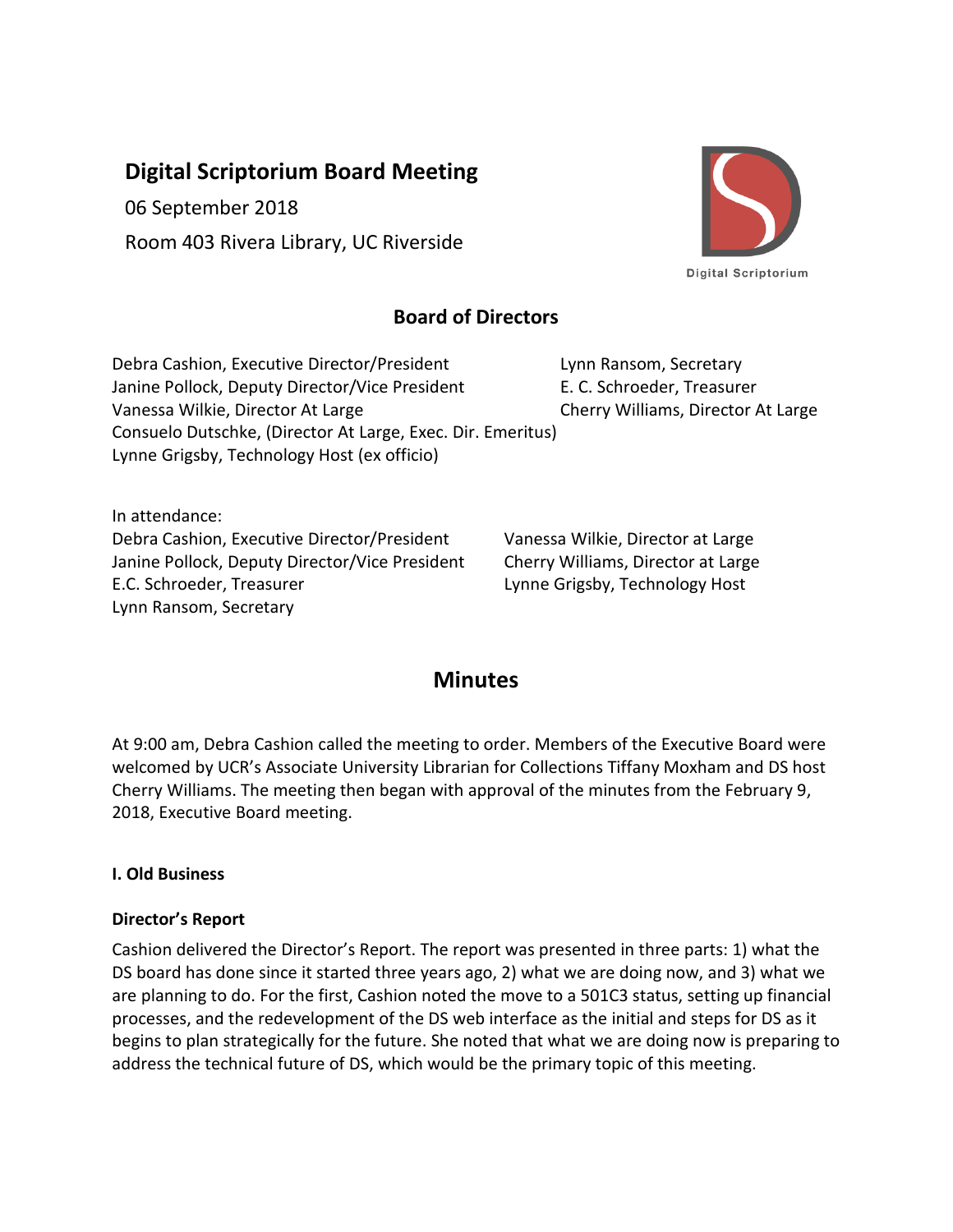# Digital Scriptorium Board Meeting

06 September 2018

Room 403 Rivera Library, UC Riverside

Digital Scriptorium

## Board of Directors

Debra Cashion, Executive Director/President
Janine Pollock, Deputy Director/Vice President
Vanessa Wilkie, Director At Large
Consuelo Dutschke, (Director At Large, Exec. Dir. Emeritus)
Lynne Grigsby, Technology Host (ex officio)
Lynn Ransom, Secretary
E. C. Schroeder, Treasurer
Cherry Williams, Director At Large

In attendance:
Debra Cashion, Executive Director/President
Janine Pollock, Deputy Director/Vice President
E.C. Schroeder, Treasurer
Lynn Ransom, Secretary
Vanessa Wilkie, Director at Large
Cherry Williams, Director at Large
Lynne Grigsby, Technology Host

## Minutes

At 9:00 am, Debra Cashion called the meeting to order. Members of the Executive Board were welcomed by UCR's Associate University Librarian for Collections Tiffany Moxham and DS host Cherry Williams. The meeting then began with approval of the minutes from the February 9, 2018, Executive Board meeting.

**I. Old Business**

**Director's Report**

Cashion delivered the Director's Report. The report was presented in three parts: 1) what the DS board has done since it started three years ago, 2) what we are doing now, and 3) what we are planning to do. For the first, Cashion noted the move to a 501C3 status, setting up financial processes, and the redevelopment of the DS web interface as the initial and steps for DS as it begins to plan strategically for the future. She noted that what we are doing now is preparing to address the technical future of DS, which would be the primary topic of this meeting.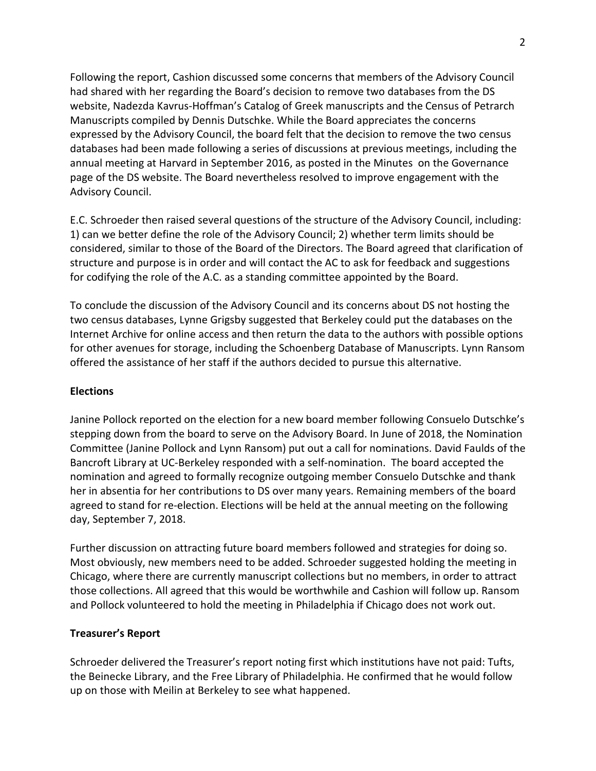Following the report, Cashion discussed some concerns that members of the Advisory Council had shared with her regarding the Board's decision to remove two databases from the DS website, Nadezda Kavrus-Hoffman's Catalog of Greek manuscripts and the Census of Petrarch Manuscripts compiled by Dennis Dutschke. While the Board appreciates the concerns expressed by the Advisory Council, the board felt that the decision to remove the two census databases had been made following a series of discussions at previous meetings, including the annual meeting at Harvard in September 2016, as posted in the Minutes on the Governance page of the DS website. The Board nevertheless resolved to improve engagement with the Advisory Council.

E.C. Schroeder then raised several questions of the structure of the Advisory Council, including: 1) can we better define the role of the Advisory Council; 2) whether term limits should be considered, similar to those of the Board of the Directors. The Board agreed that clarification of structure and purpose is in order and will contact the AC to ask for feedback and suggestions for codifying the role of the A.C. as a standing committee appointed by the Board.

To conclude the discussion of the Advisory Council and its concerns about DS not hosting the two census databases, Lynne Grigsby suggested that Berkeley could put the databases on the Internet Archive for online access and then return the data to the authors with possible options for other avenues for storage, including the Schoenberg Database of Manuscripts. Lynn Ransom offered the assistance of her staff if the authors decided to pursue this alternative.

**Elections**

Janine Pollock reported on the election for a new board member following Consuelo Dutschke's stepping down from the board to serve on the Advisory Board. In June of 2018, the Nomination Committee (Janine Pollock and Lynn Ransom) put out a call for nominations. David Faulds of the Bancroft Library at UC-Berkeley responded with a self-nomination. The board accepted the nomination and agreed to formally recognize outgoing member Consuelo Dutschke and thank her in absentia for her contributions to DS over many years. Remaining members of the board agreed to stand for re-election. Elections will be held at the annual meeting on the following day, September 7, 2018.

Further discussion on attracting future board members followed and strategies for doing so. Most obviously, new members need to be added. Schroeder suggested holding the meeting in Chicago, where there are currently manuscript collections but no members, in order to attract those collections. All agreed that this would be worthwhile and Cashion will follow up. Ransom and Pollock volunteered to hold the meeting in Philadelphia if Chicago does not work out.

**Treasurer's Report**

Schroeder delivered the Treasurer's report noting first which institutions have not paid: Tufts, the Beinecke Library, and the Free Library of Philadelphia. He confirmed that he would follow up on those with Meilin at Berkeley to see what happened.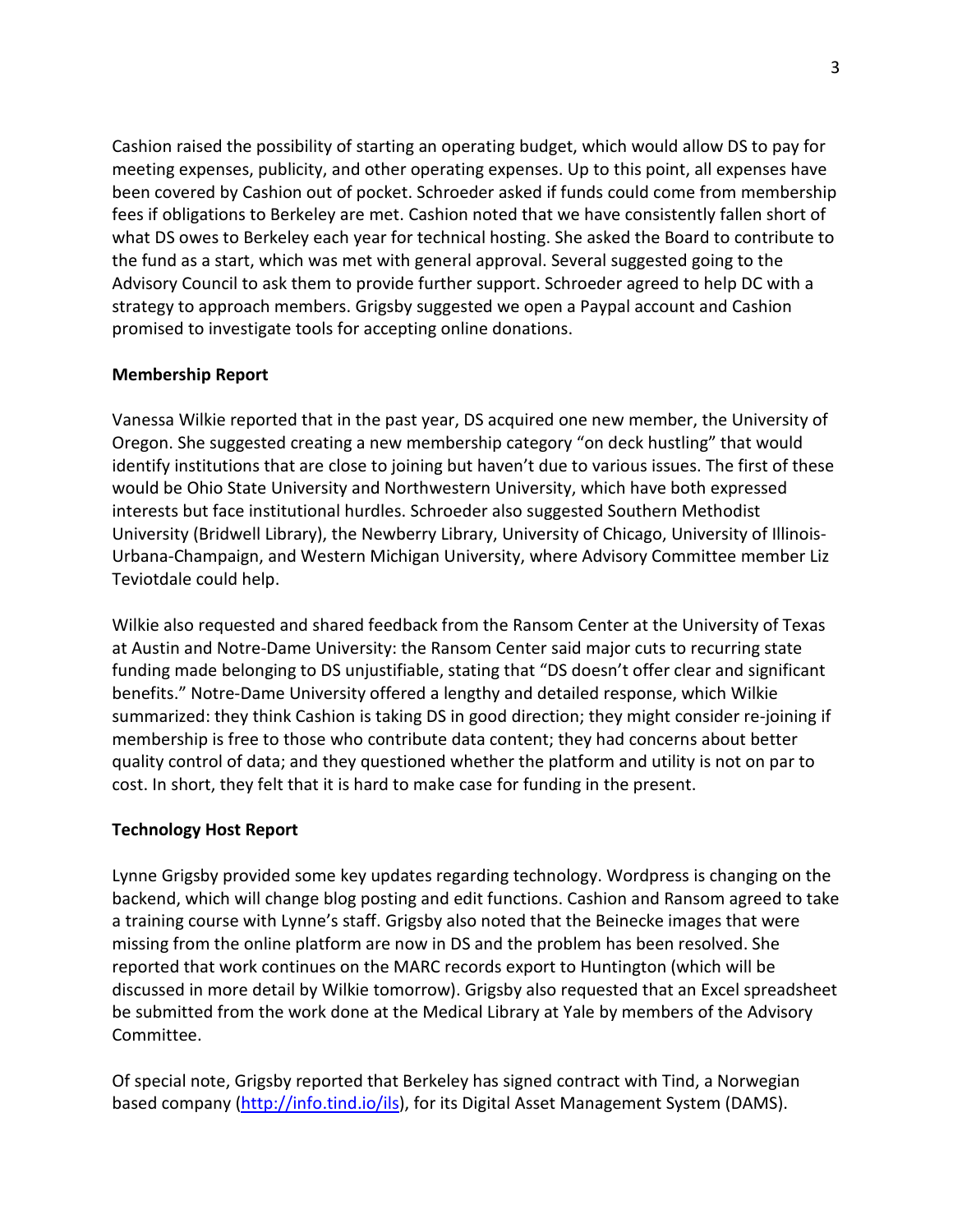Cashion raised the possibility of starting an operating budget, which would allow DS to pay for meeting expenses, publicity, and other operating expenses. Up to this point, all expenses have been covered by Cashion out of pocket. Schroeder asked if funds could come from membership fees if obligations to Berkeley are met. Cashion noted that we have consistently fallen short of what DS owes to Berkeley each year for technical hosting. She asked the Board to contribute to the fund as a start, which was met with general approval. Several suggested going to the Advisory Council to ask them to provide further support. Schroeder agreed to help DC with a strategy to approach members. Grigsby suggested we open a Paypal account and Cashion promised to investigate tools for accepting online donations.

**Membership Report**

Vanessa Wilkie reported that in the past year, DS acquired one new member, the University of Oregon. She suggested creating a new membership category "on deck hustling" that would identify institutions that are close to joining but haven't due to various issues. The first of these would be Ohio State University and Northwestern University, which have both expressed interests but face institutional hurdles. Schroeder also suggested Southern Methodist University (Bridwell Library), the Newberry Library, University of Chicago, University of Illinois-Urbana-Champaign, and Western Michigan University, where Advisory Committee member Liz Teviotdale could help.

Wilkie also requested and shared feedback from the Ransom Center at the University of Texas at Austin and Notre-Dame University: the Ransom Center said major cuts to recurring state funding made belonging to DS unjustifiable, stating that "DS doesn't offer clear and significant benefits." Notre-Dame University offered a lengthy and detailed response, which Wilkie summarized: they think Cashion is taking DS in good direction; they might consider re-joining if membership is free to those who contribute data content; they had concerns about better quality control of data; and they questioned whether the platform and utility is not on par to cost. In short, they felt that it is hard to make case for funding in the present.

**Technology Host Report**

Lynne Grigsby provided some key updates regarding technology. Wordpress is changing on the backend, which will change blog posting and edit functions. Cashion and Ransom agreed to take a training course with Lynne's staff. Grigsby also noted that the Beinecke images that were missing from the online platform are now in DS and the problem has been resolved. She reported that work continues on the MARC records export to Huntington (which will be discussed in more detail by Wilkie tomorrow). Grigsby also requested that an Excel spreadsheet be submitted from the work done at the Medical Library at Yale by members of the Advisory Committee.

Of special note, Grigsby reported that Berkeley has signed contract with Tind, a Norwegian based company ([http://info.tind.io/ils](http://info.tind.io/ils)), for its Digital Asset Management System (DAMS).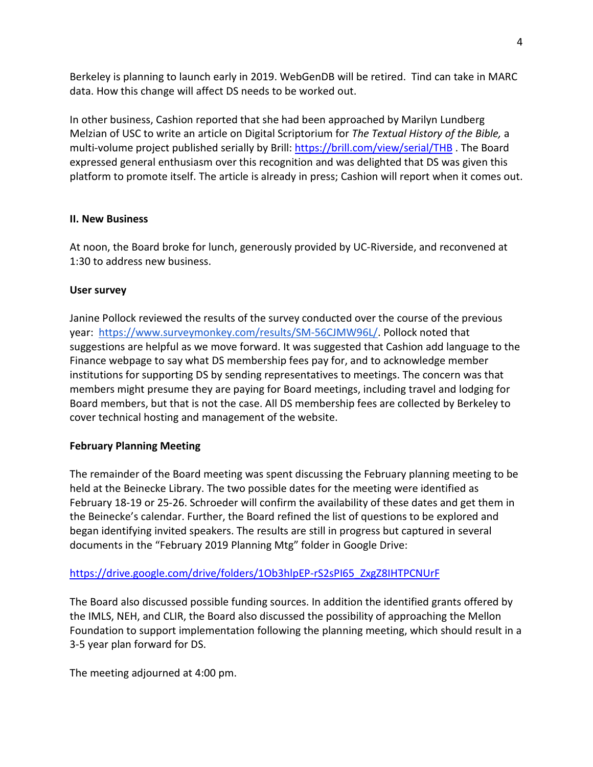Berkeley is planning to launch early in 2019. WebGenDB will be retired. Tind can take in MARC data. How this change will affect DS needs to be worked out.

In other business, Cashion reported that she had been approached by Marilyn Lundberg Melzian of USC to write an article on Digital Scriptorium for *The Textual History of the Bible,* a multi-volume project published serially by Brill: https://brill.com/view/serial/THB . The Board expressed general enthusiasm over this recognition and was delighted that DS was given this platform to promote itself. The article is already in press; Cashion will report when it comes out.

## II. New Business

At noon, the Board broke for lunch, generously provided by UC-Riverside, and reconvened at 1:30 to address new business.

### User survey

Janine Pollock reviewed the results of the survey conducted over the course of the previous year: https://www.surveymonkey.com/results/SM-56CJMW96L/. Pollock noted that suggestions are helpful as we move forward. It was suggested that Cashion add language to the Finance webpage to say what DS membership fees pay for, and to acknowledge member institutions for supporting DS by sending representatives to meetings. The concern was that members might presume they are paying for Board meetings, including travel and lodging for Board members, but that is not the case. All DS membership fees are collected by Berkeley to cover technical hosting and management of the website.

### February Planning Meeting

The remainder of the Board meeting was spent discussing the February planning meeting to be held at the Beinecke Library. The two possible dates for the meeting were identified as February 18-19 or 25-26. Schroeder will confirm the availability of these dates and get them in the Beinecke's calendar. Further, the Board refined the list of questions to be explored and began identifying invited speakers. The results are still in progress but captured in several documents in the "February 2019 Planning Mtg" folder in Google Drive:

https://drive.google.com/drive/folders/1Ob3hlpEP-rS2sPI65_ZxgZ8IHTPCNUrF

The Board also discussed possible funding sources. In addition the identified grants offered by the IMLS, NEH, and CLIR, the Board also discussed the possibility of approaching the Mellon Foundation to support implementation following the planning meeting, which should result in a 3-5 year plan forward for DS.

The meeting adjourned at 4:00 pm.